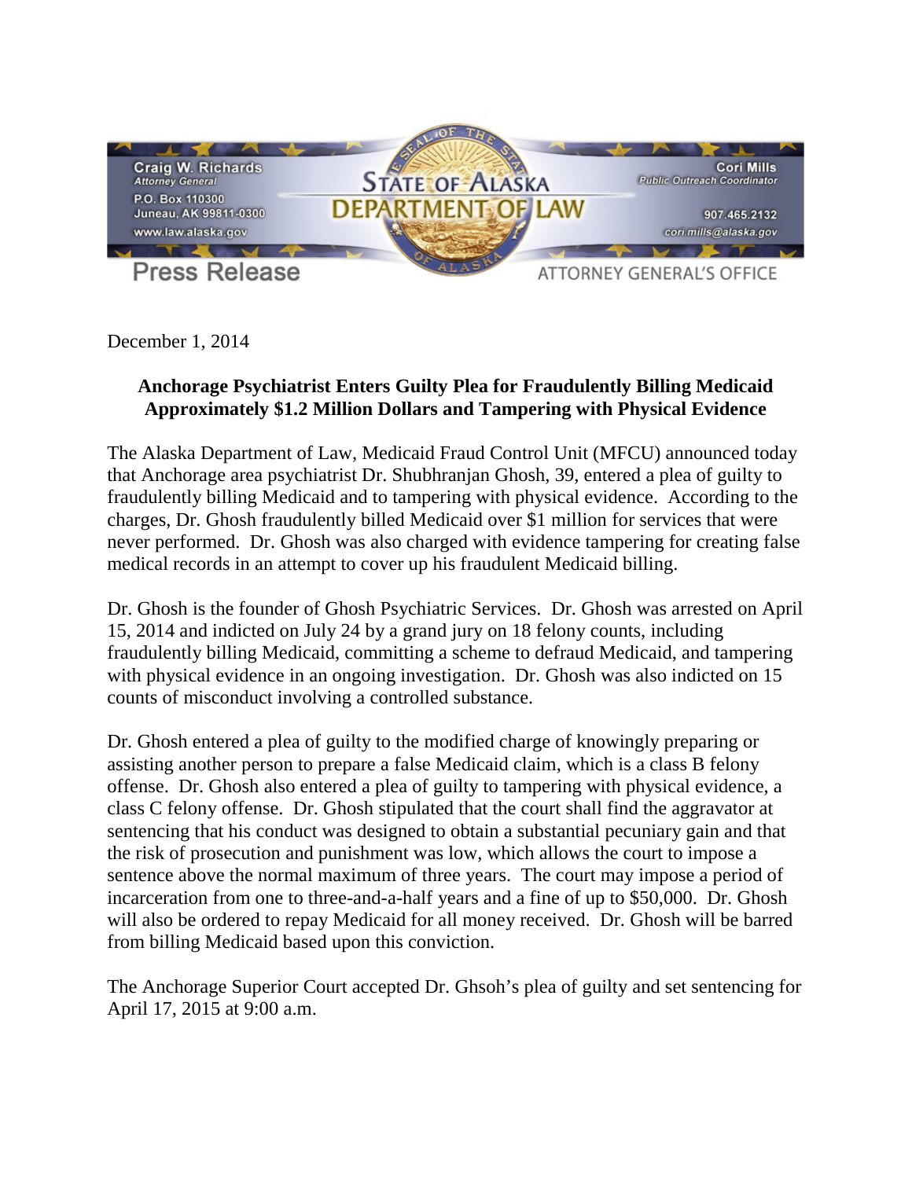Craig W. Richards
*Attorney General*
P.O. Box 110300
Juneau, AK 99811-0300
www.law.alaska.gov

STATE OF ALASKA
DEPARTMENT OF LAW

Cori Mills
*Public Outreach Coordinator*
907.465.2132
cori.mills@alaska.gov

Press Release

ATTORNEY GENERAL'S OFFICE

December 1, 2014

**Anchorage Psychiatrist Enters Guilty Plea for Fraudulently Billing Medicaid Approximately $1.2 Million Dollars and Tampering with Physical Evidence**

The Alaska Department of Law, Medicaid Fraud Control Unit (MFCU) announced today that Anchorage area psychiatrist Dr. Shubhranjan Ghosh, 39, entered a plea of guilty to fraudulently billing Medicaid and to tampering with physical evidence. According to the charges, Dr. Ghosh fraudulently billed Medicaid over $1 million for services that were never performed. Dr. Ghosh was also charged with evidence tampering for creating false medical records in an attempt to cover up his fraudulent Medicaid billing.

Dr. Ghosh is the founder of Ghosh Psychiatric Services. Dr. Ghosh was arrested on April 15, 2014 and indicted on July 24 by a grand jury on 18 felony counts, including fraudulently billing Medicaid, committing a scheme to defraud Medicaid, and tampering with physical evidence in an ongoing investigation. Dr. Ghosh was also indicted on 15 counts of misconduct involving a controlled substance.

Dr. Ghosh entered a plea of guilty to the modified charge of knowingly preparing or assisting another person to prepare a false Medicaid claim, which is a class B felony offense. Dr. Ghosh also entered a plea of guilty to tampering with physical evidence, a class C felony offense. Dr. Ghosh stipulated that the court shall find the aggravator at sentencing that his conduct was designed to obtain a substantial pecuniary gain and that the risk of prosecution and punishment was low, which allows the court to impose a sentence above the normal maximum of three years. The court may impose a period of incarceration from one to three-and-a-half years and a fine of up to $50,000. Dr. Ghosh will also be ordered to repay Medicaid for all money received. Dr. Ghosh will be barred from billing Medicaid based upon this conviction.

The Anchorage Superior Court accepted Dr. Ghsoh's plea of guilty and set sentencing for April 17, 2015 at 9:00 a.m.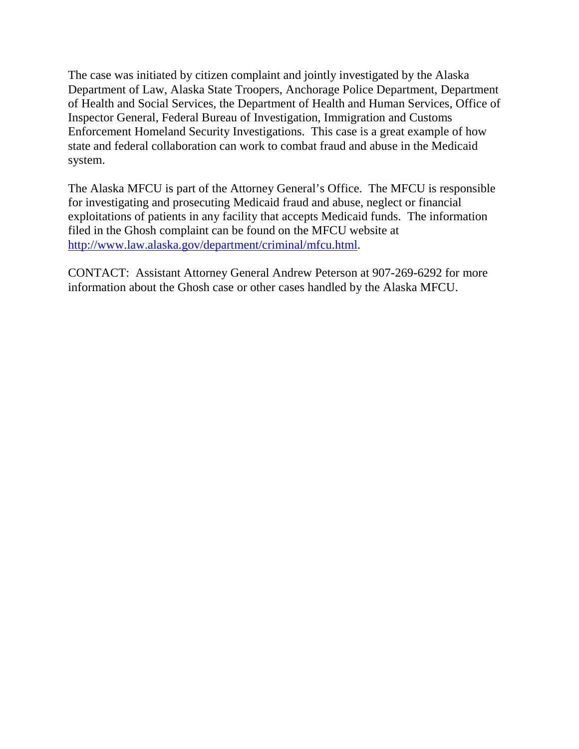The case was initiated by citizen complaint and jointly investigated by the Alaska Department of Law, Alaska State Troopers, Anchorage Police Department, Department of Health and Social Services, the Department of Health and Human Services, Office of Inspector General, Federal Bureau of Investigation, Immigration and Customs Enforcement Homeland Security Investigations. This case is a great example of how state and federal collaboration can work to combat fraud and abuse in the Medicaid system.

The Alaska MFCU is part of the Attorney General's Office. The MFCU is responsible for investigating and prosecuting Medicaid fraud and abuse, neglect or financial exploitations of patients in any facility that accepts Medicaid funds. The information filed in the Ghosh complaint can be found on the MFCU website at [http://www.law.alaska.gov/department/criminal/mfcu.html](http://www.law.alaska.gov/department/criminal/mfcu.html).

CONTACT: Assistant Attorney General Andrew Peterson at 907-269-6292 for more information about the Ghosh case or other cases handled by the Alaska MFCU.